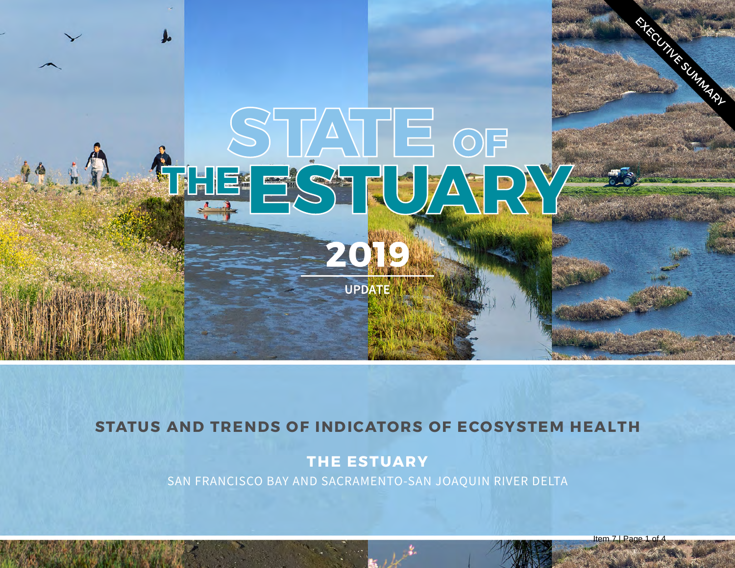EXECUTIVE SUMMARY

# STATE OF THE ESTUARY

## 2019

UPDATE

### STATUS AND TRENDS OF INDICATORS OF ECOSYSTEM HEALTH

### THE ESTUARY

SAN FRANCISCO BAY AND SACRAMENTO-SAN JOAQUIN RIVER DELTA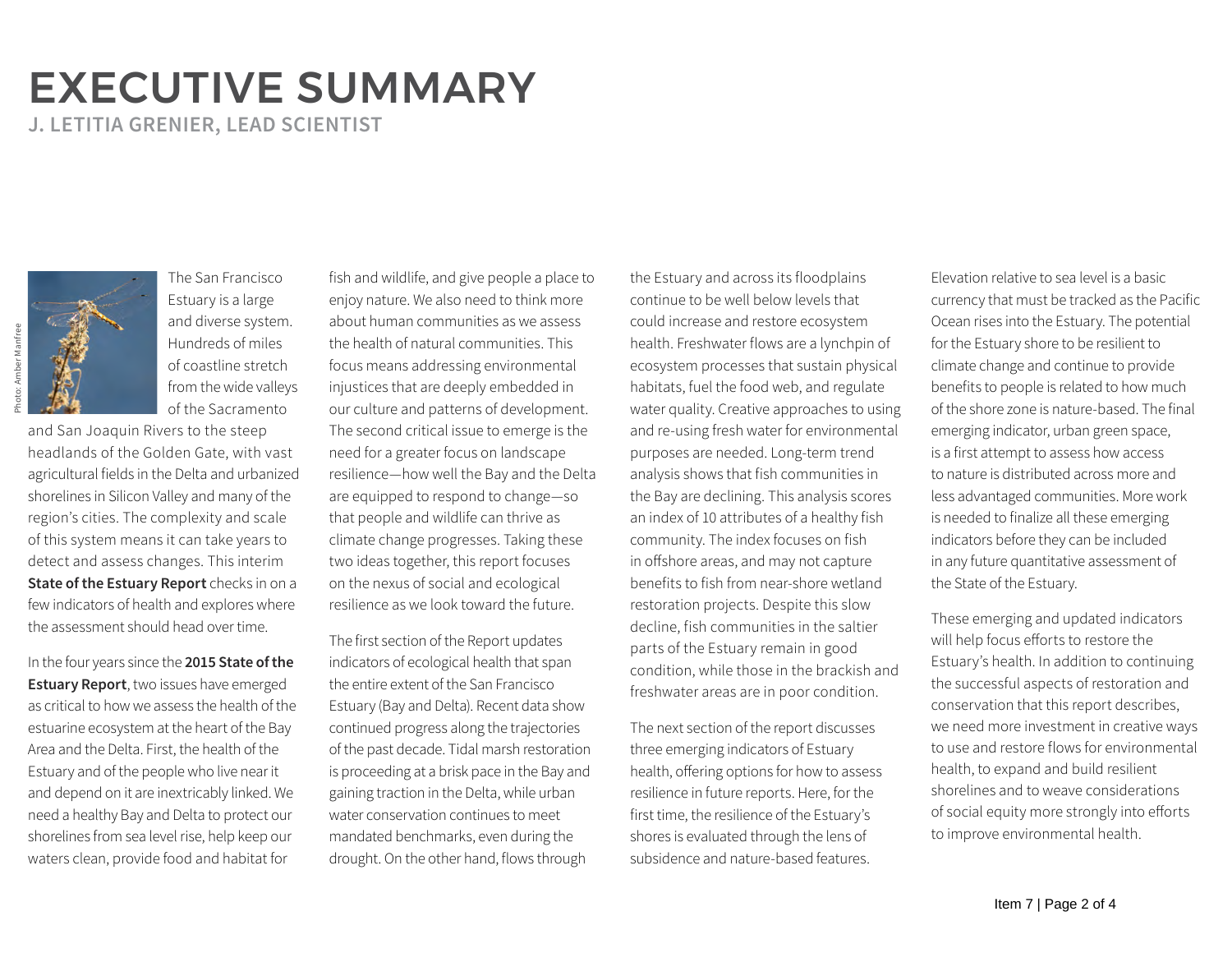# EXECUTIVE SUMMARY

### J. LETITIA GRENIER, LEAD SCIENTIST

The San Francisco Estuary is a large and diverse system. Hundreds of miles of coastline stretch from the wide valleys of the Sacramento and San Joaquin Rivers to the steep headlands of the Golden Gate, with vast agricultural fields in the Delta and urbanized shorelines in Silicon Valley and many of the region's cities. The complexity and scale of this system means it can take years to detect and assess changes. This interim **State of the Estuary Report** checks in on a few indicators of health and explores where the assessment should head over time.

In the four years since the **2015 State of the Estuary Report**, two issues have emerged as critical to how we assess the health of the estuarine ecosystem at the heart of the Bay Area and the Delta. First, the health of the Estuary and of the people who live near it and depend on it are inextricably linked. We need a healthy Bay and Delta to protect our shorelines from sea level rise, help keep our waters clean, provide food and habitat for fish and wildlife, and give people a place to enjoy nature. We also need to think more about human communities as we assess the health of natural communities. This focus means addressing environmental injustices that are deeply embedded in our culture and patterns of development. The second critical issue to emerge is the need for a greater focus on landscape resilience—how well the Bay and the Delta are equipped to respond to change—so that people and wildlife can thrive as climate change progresses. Taking these two ideas together, this report focuses on the nexus of social and ecological resilience as we look toward the future.

The first section of the Report updates indicators of ecological health that span the entire extent of the San Francisco Estuary (Bay and Delta). Recent data show continued progress along the trajectories of the past decade. Tidal marsh restoration is proceeding at a brisk pace in the Bay and gaining traction in the Delta, while urban water conservation continues to meet mandated benchmarks, even during the drought. On the other hand, flows through the Estuary and across its floodplains continue to be well below levels that could increase and restore ecosystem health. Freshwater flows are a lynchpin of ecosystem processes that sustain physical habitats, fuel the food web, and regulate water quality. Creative approaches to using and re-using fresh water for environmental purposes are needed. Long-term trend analysis shows that fish communities in the Bay are declining. This analysis scores an index of 10 attributes of a healthy fish community. The index focuses on fish in offshore areas, and may not capture benefits to fish from near-shore wetland restoration projects. Despite this slow decline, fish communities in the saltier parts of the Estuary remain in good condition, while those in the brackish and freshwater areas are in poor condition.

The next section of the report discusses three emerging indicators of Estuary health, offering options for how to assess resilience in future reports. Here, for the first time, the resilience of the Estuary's shores is evaluated through the lens of subsidence and nature-based features. Elevation relative to sea level is a basic currency that must be tracked as the Pacific Ocean rises into the Estuary. The potential for the Estuary shore to be resilient to climate change and continue to provide benefits to people is related to how much of the shore zone is nature-based. The final emerging indicator, urban green space, is a first attempt to assess how access to nature is distributed across more and less advantaged communities. More work is needed to finalize all these emerging indicators before they can be included in any future quantitative assessment of the State of the Estuary.

These emerging and updated indicators will help focus efforts to restore the Estuary's health. In addition to continuing the successful aspects of restoration and conservation that this report describes, we need more investment in creative ways to use and restore flows for environmental health, to expand and build resilient shorelines and to weave considerations of social equity more strongly into efforts to improve environmental health.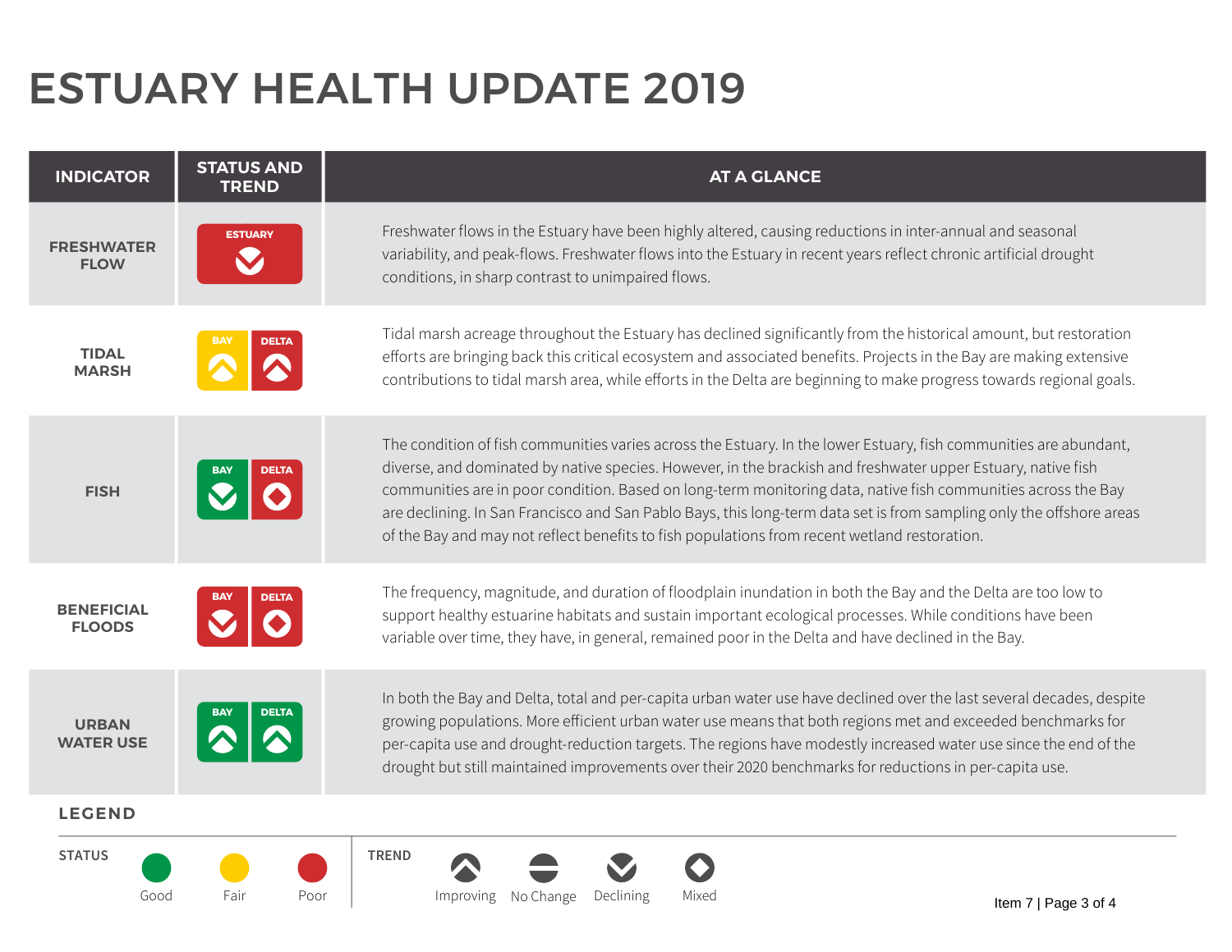# ESTUARY HEALTH UPDATE 2019

| INDICATOR | STATUS AND TREND | AT A GLANCE |
|---|---|---|
| FRESHWATER FLOW | ESTUARY: Poor, Declining | Freshwater flows in the Estuary have been highly altered, causing reductions in inter-annual and seasonal variability, and peak-flows. Freshwater flows into the Estuary in recent years reflect chronic artificial drought conditions, in sharp contrast to unimpaired flows. |
| TIDAL MARSH | BAY: Fair, Improving; DELTA: Poor, Improving | Tidal marsh acreage throughout the Estuary has declined significantly from the historical amount, but restoration efforts are bringing back this critical ecosystem and associated benefits. Projects in the Bay are making extensive contributions to tidal marsh area, while efforts in the Delta are beginning to make progress towards regional goals. |
| FISH | BAY: Good, Declining; DELTA: Poor, Mixed | The condition of fish communities varies across the Estuary. In the lower Estuary, fish communities are abundant, diverse, and dominated by native species. However, in the brackish and freshwater upper Estuary, native fish communities are in poor condition. Based on long-term monitoring data, native fish communities across the Bay are declining. In San Francisco and San Pablo Bays, this long-term data set is from sampling only the offshore areas of the Bay and may not reflect benefits to fish populations from recent wetland restoration. |
| BENEFICIAL FLOODS | BAY: Poor, Declining; DELTA: Poor, Mixed | The frequency, magnitude, and duration of floodplain inundation in both the Bay and the Delta are too low to support healthy estuarine habitats and sustain important ecological processes. While conditions have been variable over time, they have, in general, remained poor in the Delta and have declined in the Bay. |
| URBAN WATER USE | BAY: Good, Improving; DELTA: Good, Improving | In both the Bay and Delta, total and per-capita urban water use have declined over the last several decades, despite growing populations. More efficient urban water use means that both regions met and exceeded benchmarks for per-capita use and drought-reduction targets. The regions have modestly increased water use since the end of the drought but still maintained improvements over their 2020 benchmarks for reductions in per-capita use. |

## LEGEND

**STATUS:** Good (green) | Fair (yellow) | Poor (red)

**TREND:** Improving | No Change | Declining | Mixed

Item 7 | Page 3 of 4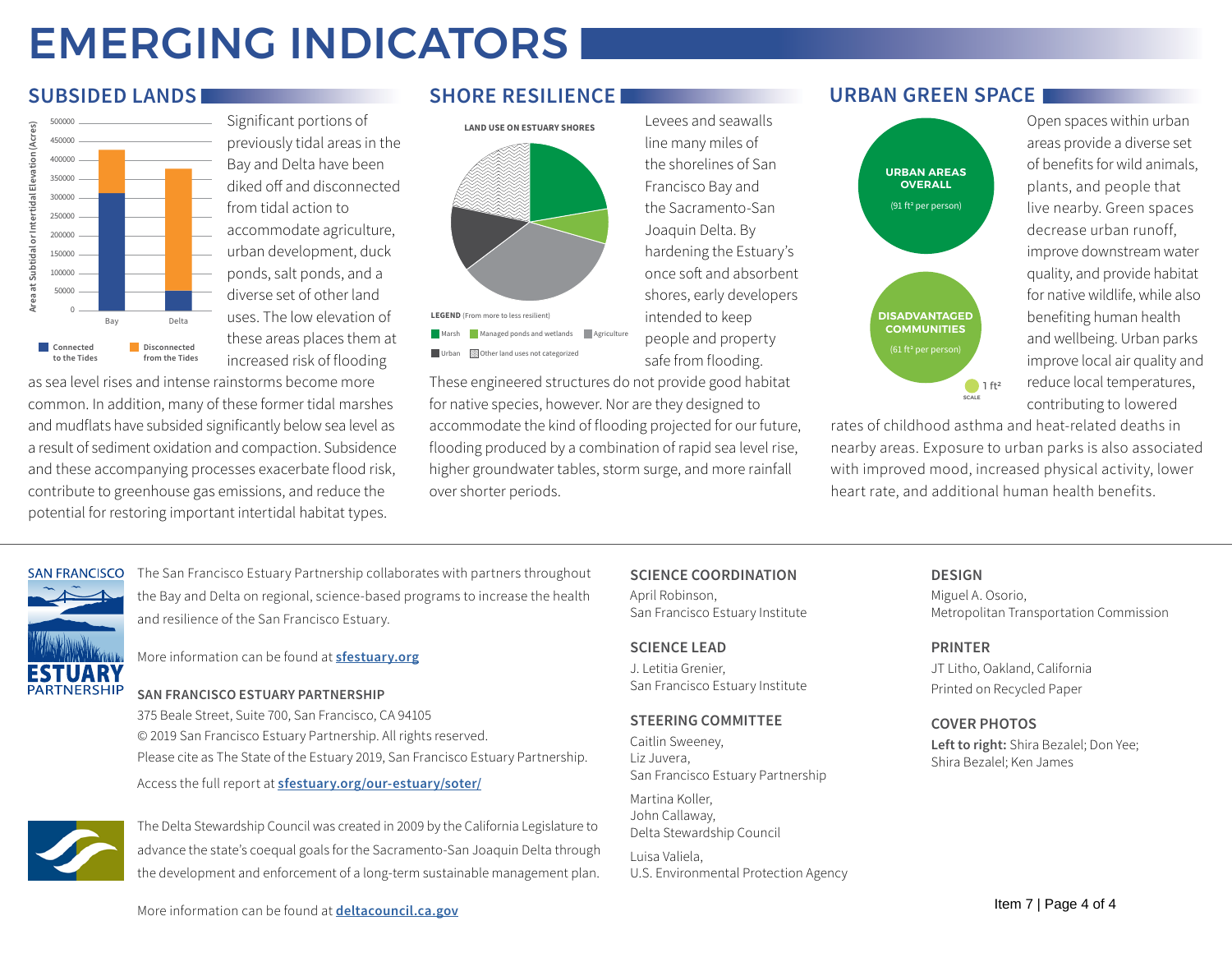# EMERGING INDICATORS

## SUBSIDED LANDS

500000
450000
400000
350000
300000
250000
200000
150000
100000
50000
0

Area at Subtidal or Intertidal Elevation (Acres)

Bay
Delta

Connected to the Tides
Disconnected from the Tides

Significant portions of previously tidal areas in the Bay and Delta have been diked off and disconnected from tidal action to accommodate agriculture, urban development, duck ponds, salt ponds, and a diverse set of other land uses. The low elevation of these areas places them at increased risk of flooding as sea level rises and intense rainstorms become more common. In addition, many of these former tidal marshes and mudflats have subsided significantly below sea level as a result of sediment oxidation and compaction. Subsidence and these accompanying processes exacerbate flood risk, contribute to greenhouse gas emissions, and reduce the potential for restoring important intertidal habitat types.

## SHORE RESILIENCE

LAND USE ON ESTUARY SHORES

**LEGEND** (From more to less resilient)

Marsh
Managed ponds and wetlands
Agriculture
Urban
Other land uses not categorized

Levees and seawalls line many miles of the shorelines of San Francisco Bay and the Sacramento-San Joaquin Delta. By hardening the Estuary's once soft and absorbent shores, early developers intended to keep people and property safe from flooding. These engineered structures do not provide good habitat for native species, however. Nor are they designed to accommodate the kind of flooding projected for our future, flooding produced by a combination of rapid sea level rise, higher groundwater tables, storm surge, and more rainfall over shorter periods.

## URBAN GREEN SPACE

**URBAN AREAS OVERALL**
(91 ft² per person)

**DISADVANTAGED COMMUNITIES**
(61 ft² per person)

1 ft²
SCALE

Open spaces within urban areas provide a diverse set of benefits for wild animals, plants, and people that live nearby. Green spaces decrease urban runoff, improve downstream water quality, and provide habitat for native wildlife, while also benefiting human health and wellbeing. Urban parks improve local air quality and reduce local temperatures, contributing to lowered rates of childhood asthma and heat-related deaths in nearby areas. Exposure to urban parks is also associated with improved mood, increased physical activity, lower heart rate, and additional human health benefits.

---

SAN FRANCISCO ESTUARY PARTNERSHIP

The San Francisco Estuary Partnership collaborates with partners throughout the Bay and Delta on regional, science-based programs to increase the health and resilience of the San Francisco Estuary.

More information can be found at **sfestuary.org**

**SAN FRANCISCO ESTUARY PARTNERSHIP**
375 Beale Street, Suite 700, San Francisco, CA 94105
© 2019 San Francisco Estuary Partnership. All rights reserved.
Please cite as The State of the Estuary 2019, San Francisco Estuary Partnership.

Access the full report at **sfestuary.org/our-estuary/soter/**

The Delta Stewardship Council was created in 2009 by the California Legislature to advance the state's coequal goals for the Sacramento-San Joaquin Delta through the development and enforcement of a long-term sustainable management plan.

More information can be found at **deltacouncil.ca.gov**

**SCIENCE COORDINATION**
April Robinson,
San Francisco Estuary Institute

**SCIENCE LEAD**
J. Letitia Grenier,
San Francisco Estuary Institute

**STEERING COMMITTEE**
Caitlin Sweeney,
Liz Juvera,
San Francisco Estuary Partnership

Martina Koller,
John Callaway,
Delta Stewardship Council

Luisa Valiela,
U.S. Environmental Protection Agency

**DESIGN**
Miguel A. Osorio,
Metropolitan Transportation Commission

**PRINTER**
JT Litho, Oakland, California
Printed on Recycled Paper

**COVER PHOTOS**
**Left to right:** Shira Bezalel; Don Yee; Shira Bezalel; Ken James